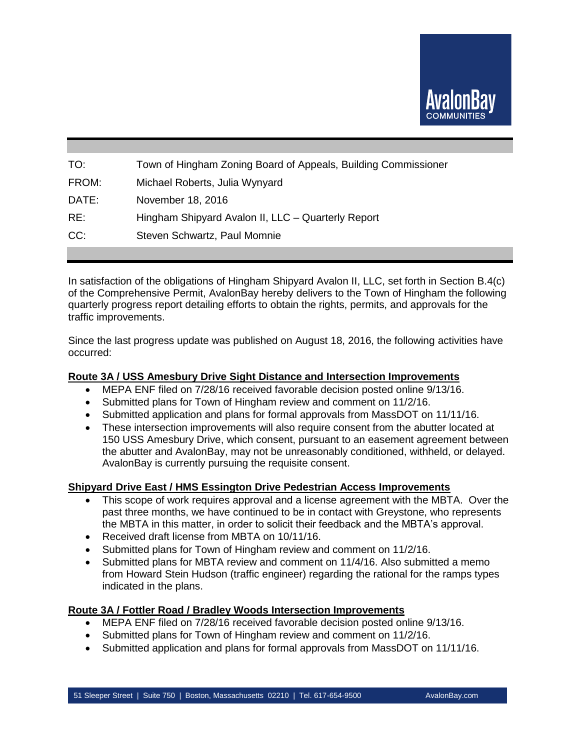AvalonBay COMMUNITIES

| | |
|---|---|
| TO: | Town of Hingham Zoning Board of Appeals, Building Commissioner |
| FROM: | Michael Roberts, Julia Wynyard |
| DATE: | November 18, 2016 |
| RE: | Hingham Shipyard Avalon II, LLC – Quarterly Report |
| CC: | Steven Schwartz, Paul Momnie |

In satisfaction of the obligations of Hingham Shipyard Avalon II, LLC, set forth in Section B.4(c) of the Comprehensive Permit, AvalonBay hereby delivers to the Town of Hingham the following quarterly progress report detailing efforts to obtain the rights, permits, and approvals for the traffic improvements.

Since the last progress update was published on August 18, 2016, the following activities have occurred:

**Route 3A / USS Amesbury Drive Sight Distance and Intersection Improvements**

- MEPA ENF filed on 7/28/16 received favorable decision posted online 9/13/16.
- Submitted plans for Town of Hingham review and comment on 11/2/16.
- Submitted application and plans for formal approvals from MassDOT on 11/11/16.
- These intersection improvements will also require consent from the abutter located at 150 USS Amesbury Drive, which consent, pursuant to an easement agreement between the abutter and AvalonBay, may not be unreasonably conditioned, withheld, or delayed. AvalonBay is currently pursuing the requisite consent.

**Shipyard Drive East / HMS Essington Drive Pedestrian Access Improvements**

- This scope of work requires approval and a license agreement with the MBTA. Over the past three months, we have continued to be in contact with Greystone, who represents the MBTA in this matter, in order to solicit their feedback and the MBTA's approval.
- Received draft license from MBTA on 10/11/16.
- Submitted plans for Town of Hingham review and comment on 11/2/16.
- Submitted plans for MBTA review and comment on 11/4/16. Also submitted a memo from Howard Stein Hudson (traffic engineer) regarding the rational for the ramps types indicated in the plans.

**Route 3A / Fottler Road / Bradley Woods Intersection Improvements**

- MEPA ENF filed on 7/28/16 received favorable decision posted online 9/13/16.
- Submitted plans for Town of Hingham review and comment on 11/2/16.
- Submitted application and plans for formal approvals from MassDOT on 11/11/16.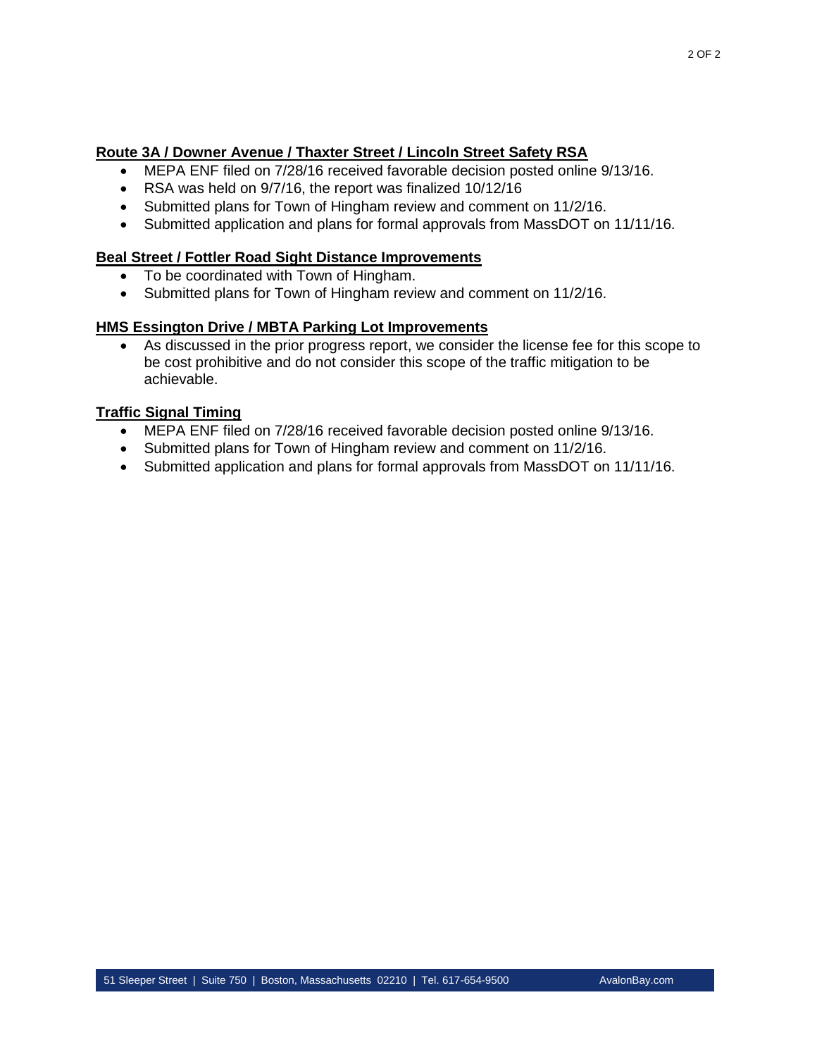**Route 3A / Downer Avenue / Thaxter Street / Lincoln Street Safety RSA**

- MEPA ENF filed on 7/28/16 received favorable decision posted online 9/13/16.
- RSA was held on 9/7/16, the report was finalized 10/12/16
- Submitted plans for Town of Hingham review and comment on 11/2/16.
- Submitted application and plans for formal approvals from MassDOT on 11/11/16.

**Beal Street / Fottler Road Sight Distance Improvements**

- To be coordinated with Town of Hingham.
- Submitted plans for Town of Hingham review and comment on 11/2/16.

**HMS Essington Drive / MBTA Parking Lot Improvements**

- As discussed in the prior progress report, we consider the license fee for this scope to be cost prohibitive and do not consider this scope of the traffic mitigation to be achievable.

**Traffic Signal Timing**

- MEPA ENF filed on 7/28/16 received favorable decision posted online 9/13/16.
- Submitted plans for Town of Hingham review and comment on 11/2/16.
- Submitted application and plans for formal approvals from MassDOT on 11/11/16.